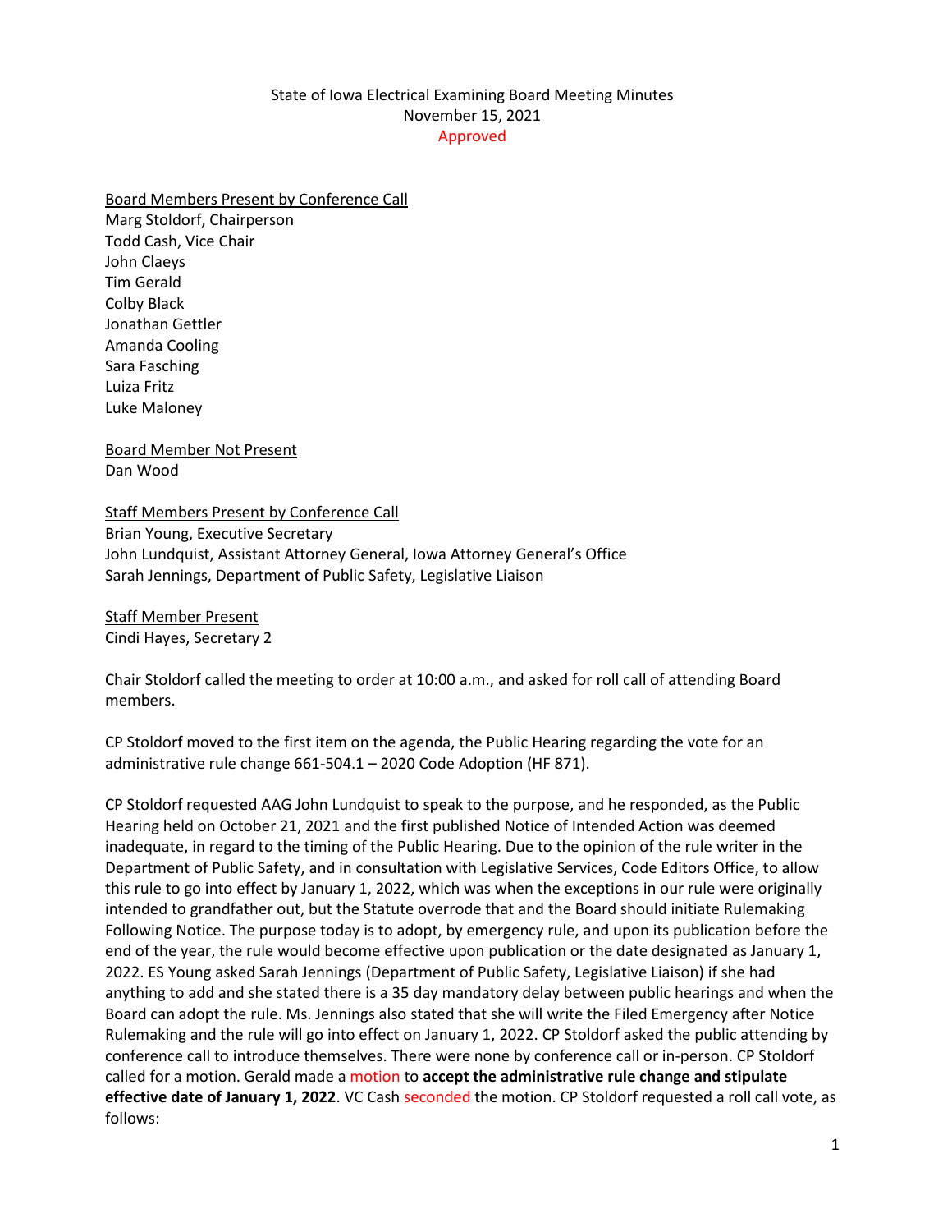State of Iowa Electrical Examining Board Meeting Minutes
November 15, 2021
Approved

Board Members Present by Conference Call
Marg Stoldorf, Chairperson
Todd Cash, Vice Chair
John Claeys
Tim Gerald
Colby Black
Jonathan Gettler
Amanda Cooling
Sara Fasching
Luiza Fritz
Luke Maloney

Board Member Not Present
Dan Wood

Staff Members Present by Conference Call
Brian Young, Executive Secretary
John Lundquist, Assistant Attorney General, Iowa Attorney General's Office
Sarah Jennings, Department of Public Safety, Legislative Liaison

Staff Member Present
Cindi Hayes, Secretary 2

Chair Stoldorf called the meeting to order at 10:00 a.m., and asked for roll call of attending Board members.

CP Stoldorf moved to the first item on the agenda, the Public Hearing regarding the vote for an administrative rule change 661-504.1 – 2020 Code Adoption (HF 871).

CP Stoldorf requested AAG John Lundquist to speak to the purpose, and he responded, as the Public Hearing held on October 21, 2021 and the first published Notice of Intended Action was deemed inadequate, in regard to the timing of the Public Hearing. Due to the opinion of the rule writer in the Department of Public Safety, and in consultation with Legislative Services, Code Editors Office, to allow this rule to go into effect by January 1, 2022, which was when the exceptions in our rule were originally intended to grandfather out, but the Statute overrode that and the Board should initiate Rulemaking Following Notice. The purpose today is to adopt, by emergency rule, and upon its publication before the end of the year, the rule would become effective upon publication or the date designated as January 1, 2022. ES Young asked Sarah Jennings (Department of Public Safety, Legislative Liaison) if she had anything to add and she stated there is a 35 day mandatory delay between public hearings and when the Board can adopt the rule. Ms. Jennings also stated that she will write the Filed Emergency after Notice Rulemaking and the rule will go into effect on January 1, 2022. CP Stoldorf asked the public attending by conference call to introduce themselves. There were none by conference call or in-person. CP Stoldorf called for a motion. Gerald made a motion to **accept the administrative rule change and stipulate effective date of January 1, 2022**. VC Cash seconded the motion. CP Stoldorf requested a roll call vote, as follows: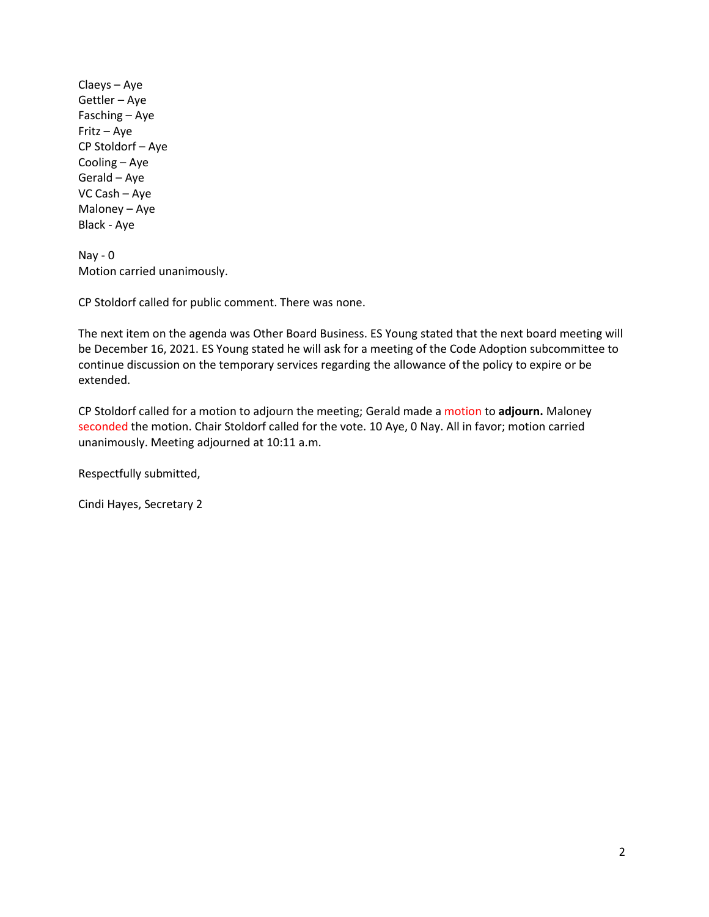Claeys – Aye
Gettler – Aye
Fasching – Aye
Fritz – Aye
CP Stoldorf – Aye
Cooling – Aye
Gerald – Aye
VC Cash – Aye
Maloney – Aye
Black - Aye

Nay - 0
Motion carried unanimously.

CP Stoldorf called for public comment. There was none.

The next item on the agenda was Other Board Business. ES Young stated that the next board meeting will be December 16, 2021. ES Young stated he will ask for a meeting of the Code Adoption subcommittee to continue discussion on the temporary services regarding the allowance of the policy to expire or be extended.

CP Stoldorf called for a motion to adjourn the meeting; Gerald made a motion to **adjourn.** Maloney seconded the motion. Chair Stoldorf called for the vote. 10 Aye, 0 Nay. All in favor; motion carried unanimously. Meeting adjourned at 10:11 a.m.

Respectfully submitted,

Cindi Hayes, Secretary 2